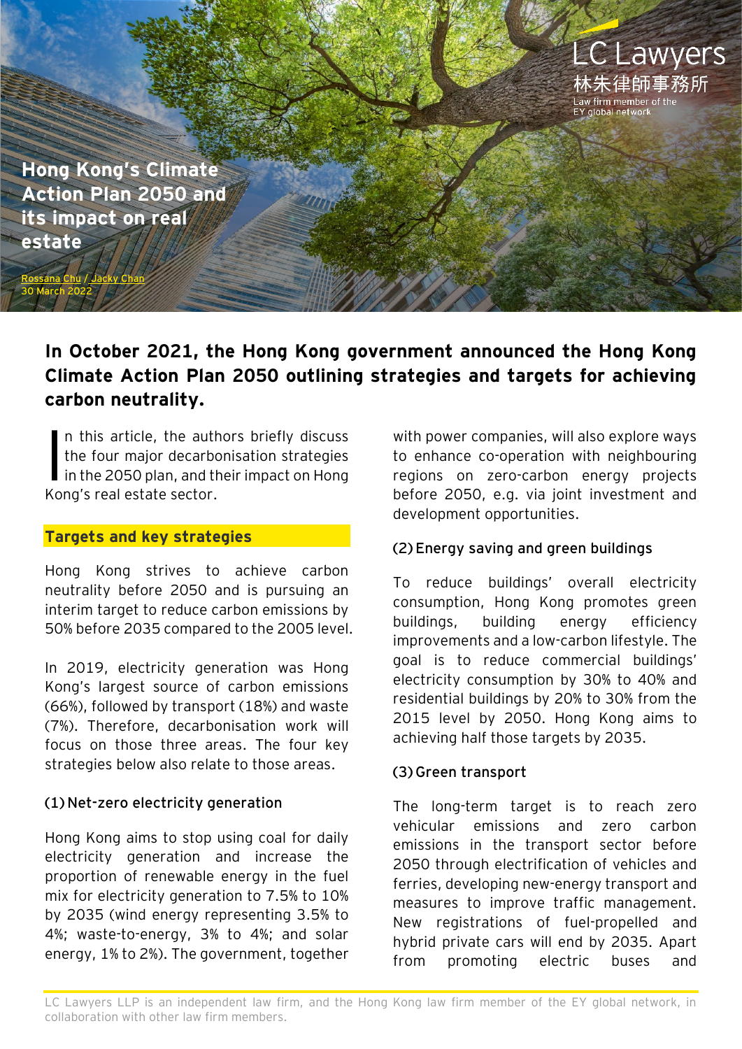LC Lawyers
林朱律師事務所
Law firm member of the EY global network

# Hong Kong's Climate Action Plan 2050 and its impact on real estate

Rossana Chu / Jacky Chan
30 March 2022

**In October 2021, the Hong Kong government announced the Hong Kong Climate Action Plan 2050 outlining strategies and targets for achieving carbon neutrality.**

In this article, the authors briefly discuss the four major decarbonisation strategies in the 2050 plan, and their impact on Hong Kong's real estate sector.

## Targets and key strategies

Hong Kong strives to achieve carbon neutrality before 2050 and is pursuing an interim target to reduce carbon emissions by 50% before 2035 compared to the 2005 level.

In 2019, electricity generation was Hong Kong's largest source of carbon emissions (66%), followed by transport (18%) and waste (7%). Therefore, decarbonisation work will focus on those three areas. The four key strategies below also relate to those areas.

### (1) Net-zero electricity generation

Hong Kong aims to stop using coal for daily electricity generation and increase the proportion of renewable energy in the fuel mix for electricity generation to 7.5% to 10% by 2035 (wind energy representing 3.5% to 4%; waste-to-energy, 3% to 4%; and solar energy, 1% to 2%). The government, together with power companies, will also explore ways to enhance co-operation with neighbouring regions on zero-carbon energy projects before 2050, e.g. via joint investment and development opportunities.

### (2) Energy saving and green buildings

To reduce buildings' overall electricity consumption, Hong Kong promotes green buildings, building energy efficiency improvements and a low-carbon lifestyle. The goal is to reduce commercial buildings' electricity consumption by 30% to 40% and residential buildings by 20% to 30% from the 2015 level by 2050. Hong Kong aims to achieving half those targets by 2035.

### (3) Green transport

The long-term target is to reach zero vehicular emissions and zero carbon emissions in the transport sector before 2050 through electrification of vehicles and ferries, developing new-energy transport and measures to improve traffic management. New registrations of fuel-propelled and hybrid private cars will end by 2035. Apart from promoting electric buses and

LC Lawyers LLP is an independent law firm, and the Hong Kong law firm member of the EY global network, in collaboration with other law firm members.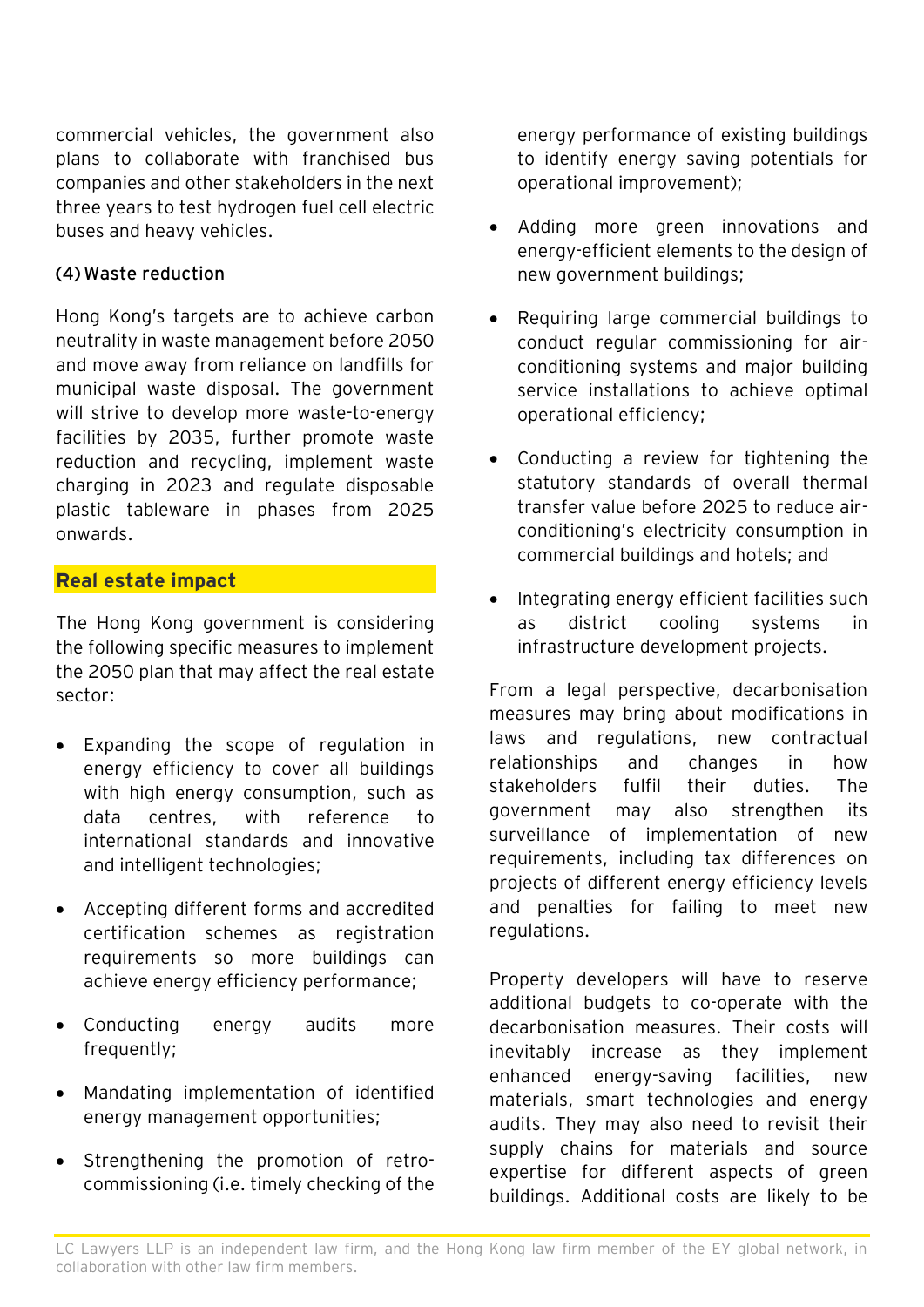commercial vehicles, the government also plans to collaborate with franchised bus companies and other stakeholders in the next three years to test hydrogen fuel cell electric buses and heavy vehicles.

**(4) Waste reduction**

Hong Kong's targets are to achieve carbon neutrality in waste management before 2050 and move away from reliance on landfills for municipal waste disposal. The government will strive to develop more waste-to-energy facilities by 2035, further promote waste reduction and recycling, implement waste charging in 2023 and regulate disposable plastic tableware in phases from 2025 onwards.

## Real estate impact

The Hong Kong government is considering the following specific measures to implement the 2050 plan that may affect the real estate sector:

- Expanding the scope of regulation in energy efficiency to cover all buildings with high energy consumption, such as data centres, with reference to international standards and innovative and intelligent technologies;
- Accepting different forms and accredited certification schemes as registration requirements so more buildings can achieve energy efficiency performance;
- Conducting energy audits more frequently;
- Mandating implementation of identified energy management opportunities;
- Strengthening the promotion of retro-commissioning (i.e. timely checking of the energy performance of existing buildings to identify energy saving potentials for operational improvement);
- Adding more green innovations and energy-efficient elements to the design of new government buildings;
- Requiring large commercial buildings to conduct regular commissioning for air-conditioning systems and major building service installations to achieve optimal operational efficiency;
- Conducting a review for tightening the statutory standards of overall thermal transfer value before 2025 to reduce air-conditioning's electricity consumption in commercial buildings and hotels; and
- Integrating energy efficient facilities such as district cooling systems in infrastructure development projects.

From a legal perspective, decarbonisation measures may bring about modifications in laws and regulations, new contractual relationships and changes in how stakeholders fulfil their duties. The government may also strengthen its surveillance of implementation of new requirements, including tax differences on projects of different energy efficiency levels and penalties for failing to meet new regulations.

Property developers will have to reserve additional budgets to co-operate with the decarbonisation measures. Their costs will inevitably increase as they implement enhanced energy-saving facilities, new materials, smart technologies and energy audits. They may also need to revisit their supply chains for materials and source expertise for different aspects of green buildings. Additional costs are likely to be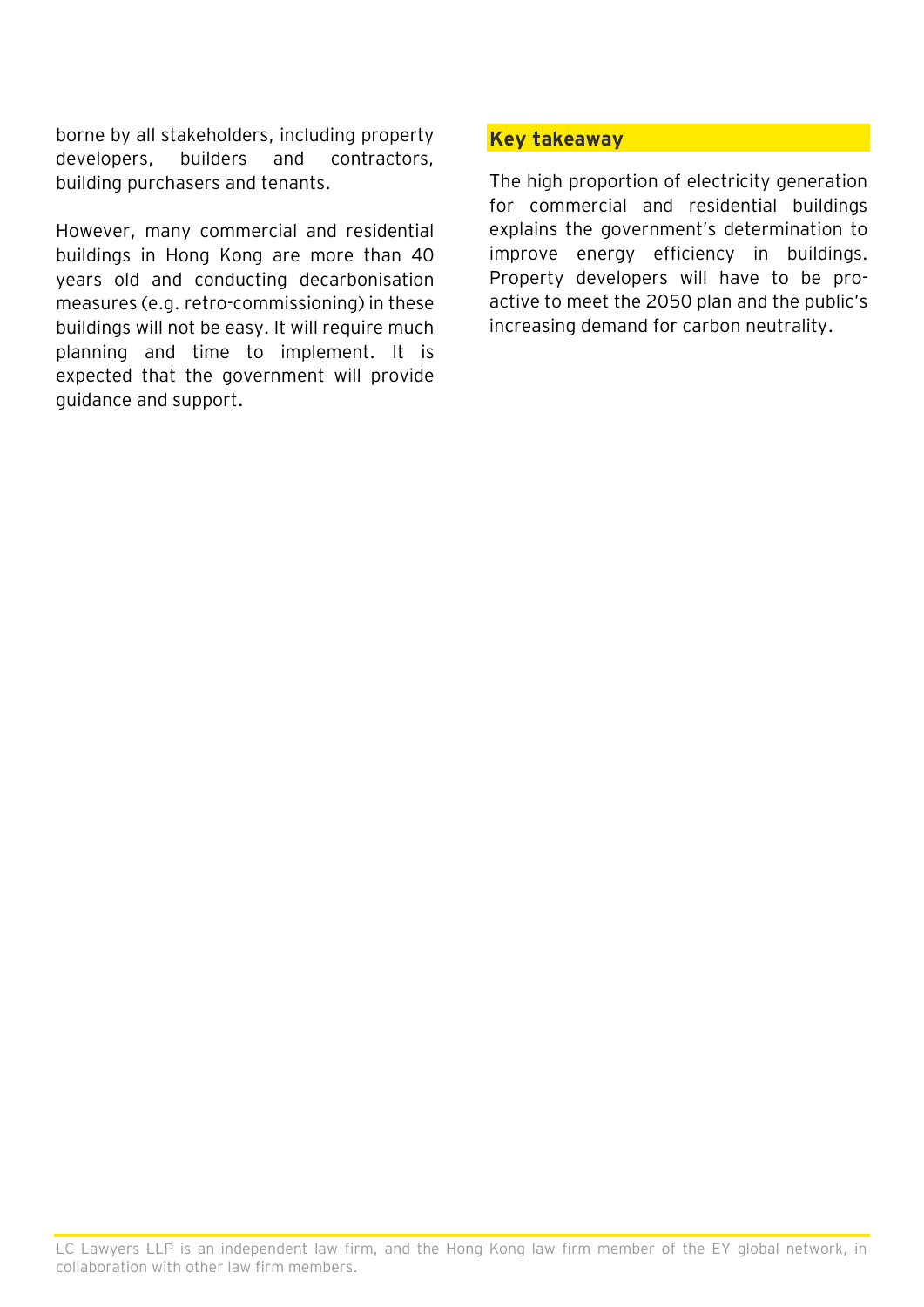borne by all stakeholders, including property developers, builders and contractors, building purchasers and tenants.

However, many commercial and residential buildings in Hong Kong are more than 40 years old and conducting decarbonisation measures (e.g. retro-commissioning) in these buildings will not be easy. It will require much planning and time to implement. It is expected that the government will provide guidance and support.

## Key takeaway

The high proportion of electricity generation for commercial and residential buildings explains the government's determination to improve energy efficiency in buildings. Property developers will have to be pro-active to meet the 2050 plan and the public's increasing demand for carbon neutrality.

LC Lawyers LLP is an independent law firm, and the Hong Kong law firm member of the EY global network, in collaboration with other law firm members.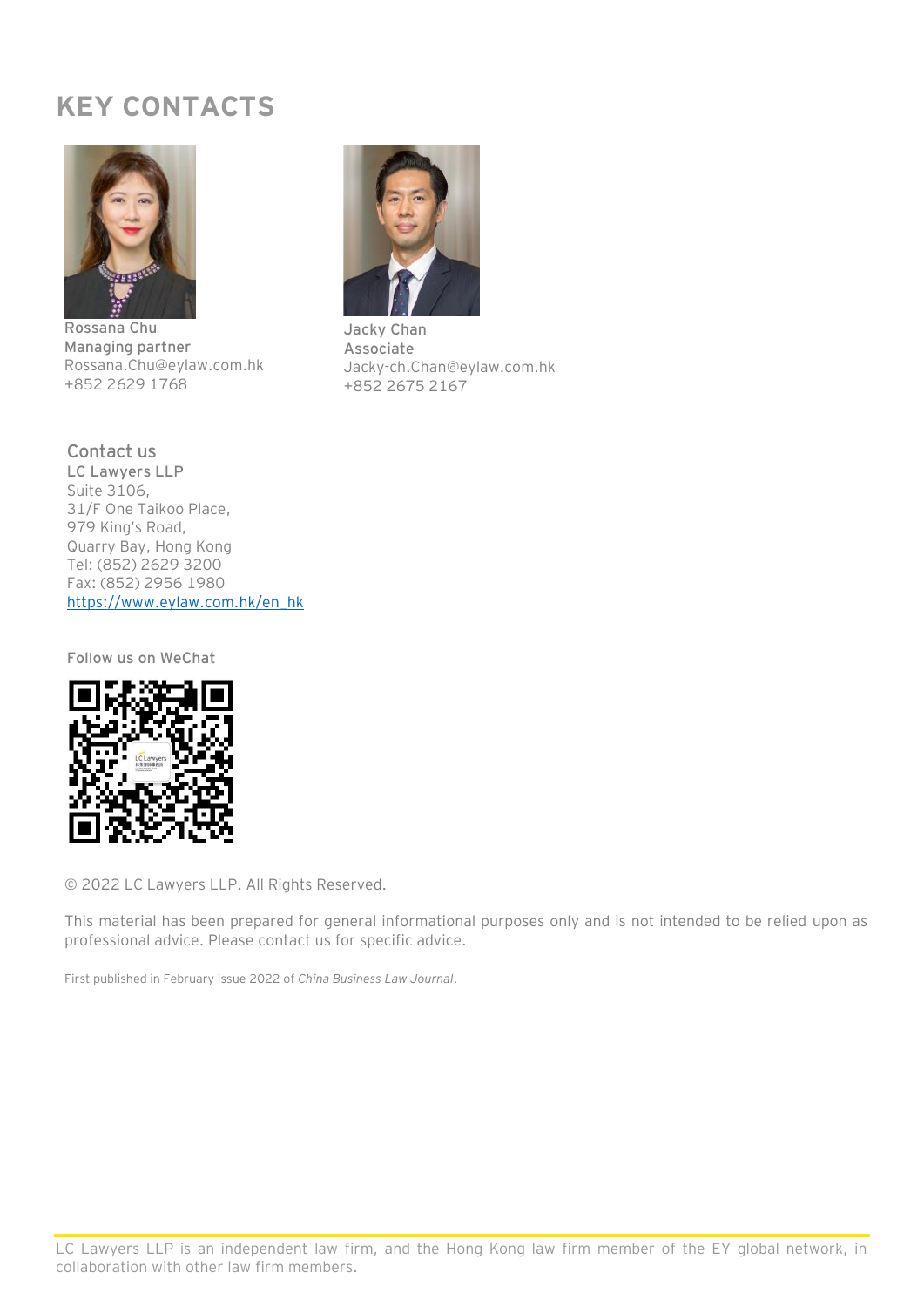# KEY CONTACTS

Rossana Chu
Managing partner
Rossana.Chu@eylaw.com.hk
+852 2629 1768

Jacky Chan
Associate
Jacky-ch.Chan@eylaw.com.hk
+852 2675 2167

## Contact us

LC Lawyers LLP
Suite 3106,
31/F One Taikoo Place,
979 King's Road,
Quarry Bay, Hong Kong
Tel: (852) 2629 3200
Fax: (852) 2956 1980
https://www.eylaw.com.hk/en_hk

Follow us on WeChat

© 2022 LC Lawyers LLP. All Rights Reserved.

This material has been prepared for general informational purposes only and is not intended to be relied upon as professional advice. Please contact us for specific advice.

First published in February issue 2022 of *China Business Law Journal*.

LC Lawyers LLP is an independent law firm, and the Hong Kong law firm member of the EY global network, in collaboration with other law firm members.